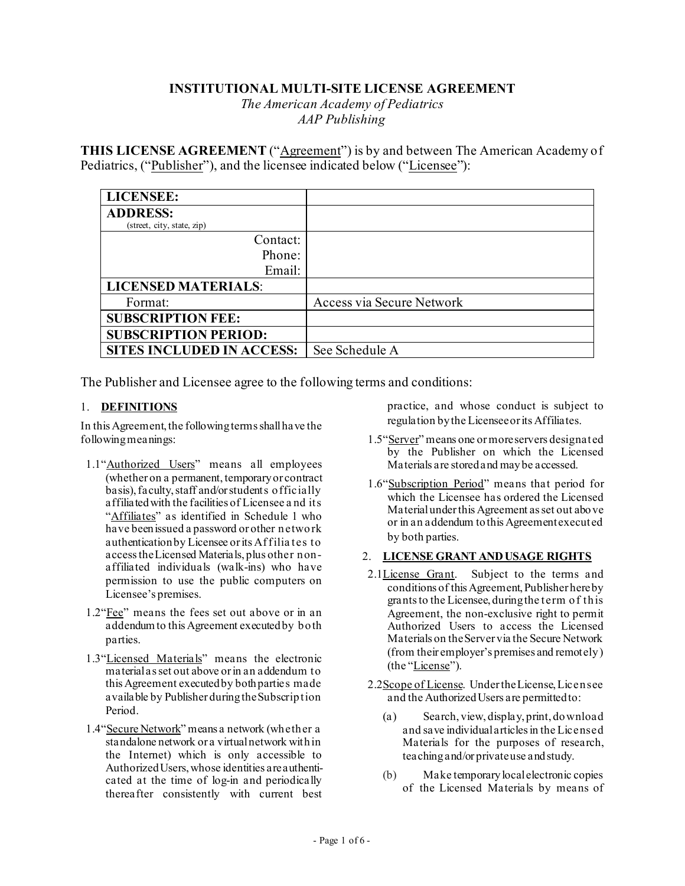**INSTITUTIONAL MULTI-SITE LICENSE AGREEMENT**

*The American Academy of Pediatrics*

*AAP Publishing*

**THIS LICENSE AGREEMENT** ("Agreement") is by and between The American Academy of Pediatrics, ("Publisher"), and the licensee indicated below ("Licensee"):

| | |
|---|---|
| **LICENSEE:** | |
| **ADDRESS:** (street, city, state, zip) | |
| Contact: Phone: Email: | |
| **LICENSED MATERIALS**: | |
| Format: | Access via Secure Network |
| **SUBSCRIPTION FEE:** | |
| **SUBSCRIPTION PERIOD:** | |
| **SITES INCLUDED IN ACCESS:** | See Schedule A |

The Publisher and Licensee agree to the following terms and conditions:

## 1. DEFINITIONS

In this Agreement, the following terms shall have the following meanings:

1.1 "Authorized Users" means all employees (whether on a permanent, temporary or contract basis), faculty, staff and/or students officially affiliated with the facilities of Licensee and its "Affiliates" as identified in Schedule 1 who have been issued a password or other network authentication by Licensee or its Affiliates to access the Licensed Materials, plus other non-affiliated individuals (walk-ins) who have permission to use the public computers on Licensee's premises.

1.2 "Fee" means the fees set out above or in an addendum to this Agreement executed by both parties.

1.3 "Licensed Materials" means the electronic material as set out above or in an addendum to this Agreement executed by both parties made available by Publisher during the Subscription Period.

1.4 "Secure Network" means a network (whether a standalone network or a virtual network within the Internet) which is only accessible to Authorized Users, whose identities are authenticated at the time of log-in and periodically thereafter consistently with current best practice, and whose conduct is subject to regulation by the Licensee or its Affiliates.

1.5 "Server" means one or more servers designated by the Publisher on which the Licensed Materials are stored and may be accessed.

1.6 "Subscription Period" means that period for which the Licensee has ordered the Licensed Material under this Agreement as set out above or in an addendum to this Agreement executed by both parties.

## 2. LICENSE GRANT AND USAGE RIGHTS

2.1 License Grant. Subject to the terms and conditions of this Agreement, Publisher hereby grants to the Licensee, during the term of this Agreement, the non-exclusive right to permit Authorized Users to access the Licensed Materials on the Server via the Secure Network (from their employer's premises and remotely) (the "License").

2.2 Scope of License. Under the License, Licensee and the Authorized Users are permitted to:

(a) Search, view, display, print, download and save individual articles in the Licensed Materials for the purposes of research, teaching and/or private use and study.

(b) Make temporary local electronic copies of the Licensed Materials by means of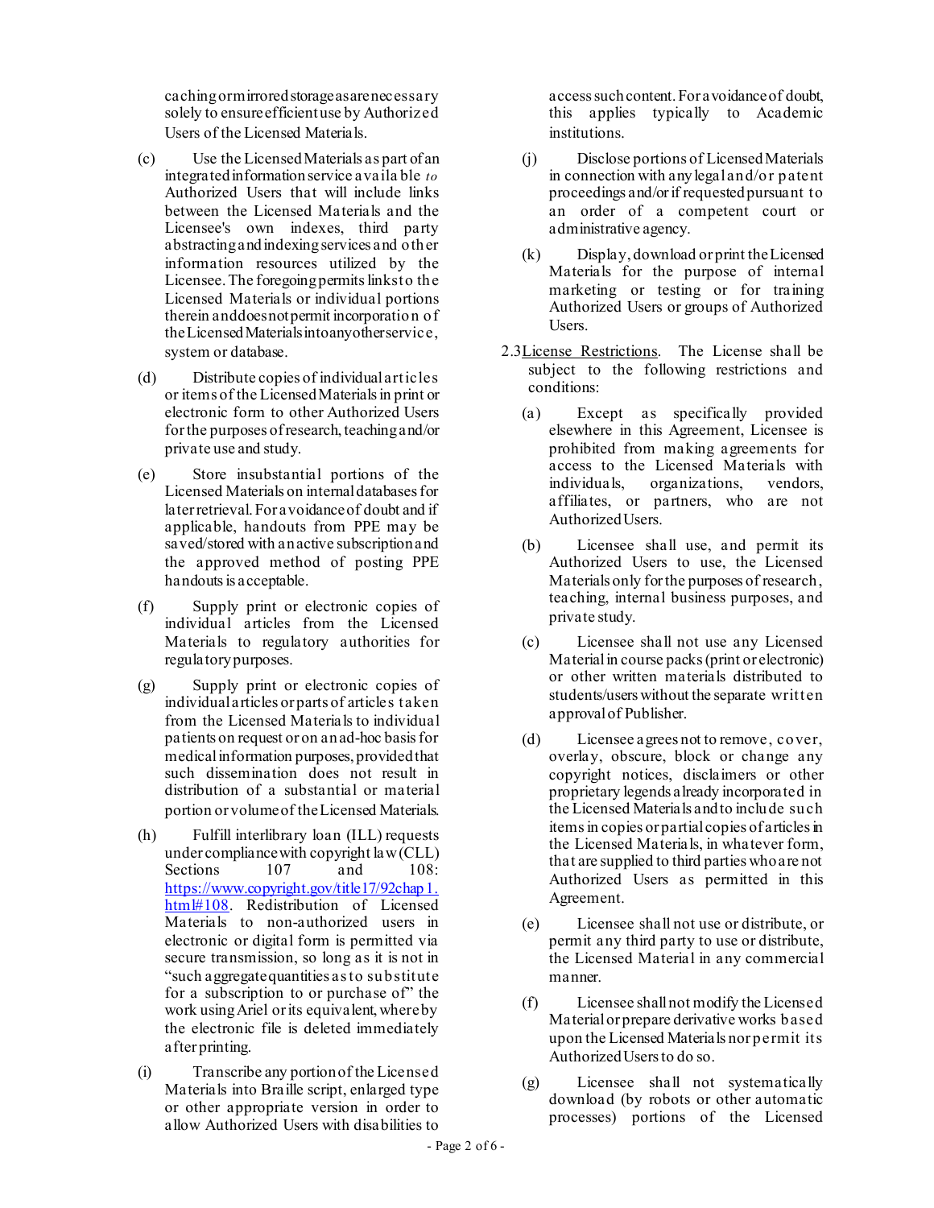caching or mirrored storage as are necessary solely to ensure efficient use by Authorized Users of the Licensed Materials.

(c) Use the Licensed Materials as part of an integrated information service available *to* Authorized Users that will include links between the Licensed Materials and the Licensee's own indexes, third party abstracting and indexing services and other information resources utilized by the Licensee. The foregoing permits links to the Licensed Materials or individual portions therein and does not permit incorporation of the Licensed Materials into any other service, system or database.

(d) Distribute copies of individual articles or items of the Licensed Materials in print or electronic form to other Authorized Users for the purposes of research, teaching and/or private use and study.

(e) Store insubstantial portions of the Licensed Materials on internal databases for later retrieval. For avoidance of doubt and if applicable, handouts from PPE may be saved/stored with an active subscription and the approved method of posting PPE handouts is acceptable.

(f) Supply print or electronic copies of individual articles from the Licensed Materials to regulatory authorities for regulatory purposes.

(g) Supply print or electronic copies of individual articles or parts of articles taken from the Licensed Materials to individual patients on request or on an ad-hoc basis for medical information purposes, provided that such dissemination does not result in distribution of a substantial or material portion or volume of the Licensed Materials.

(h) Fulfill interlibrary loan (ILL) requests under compliance with copyright law (CLL) Sections 107 and 108: https://www.copyright.gov/title17/92chap1.html#108. Redistribution of Licensed Materials to non-authorized users in electronic or digital form is permitted via secure transmission, so long as it is not in "such aggregate quantities as to substitute for a subscription to or purchase of" the work using Ariel or its equivalent, whereby the electronic file is deleted immediately after printing.

(i) Transcribe any portion of the Licensed Materials into Braille script, enlarged type or other appropriate version in order to allow Authorized Users with disabilities to access such content. For avoidance of doubt, this applies typically to Academic institutions.

(j) Disclose portions of Licensed Materials in connection with any legal and/or patent proceedings and/or if requested pursuant to an order of a competent court or administrative agency.

(k) Display, download or print the Licensed Materials for the purpose of internal marketing or testing or for training Authorized Users or groups of Authorized Users.

2.3 License Restrictions. The License shall be subject to the following restrictions and conditions:

(a) Except as specifically provided elsewhere in this Agreement, Licensee is prohibited from making agreements for access to the Licensed Materials with individuals, organizations, vendors, affiliates, or partners, who are not Authorized Users.

(b) Licensee shall use, and permit its Authorized Users to use, the Licensed Materials only for the purposes of research, teaching, internal business purposes, and private study.

(c) Licensee shall not use any Licensed Material in course packs (print or electronic) or other written materials distributed to students/users without the separate written approval of Publisher.

(d) Licensee agrees not to remove, cover, overlay, obscure, block or change any copyright notices, disclaimers or other proprietary legends already incorporated in the Licensed Materials and to include such items in copies or partial copies of articles in the Licensed Materials, in whatever form, that are supplied to third parties who are not Authorized Users as permitted in this Agreement.

(e) Licensee shall not use or distribute, or permit any third party to use or distribute, the Licensed Material in any commercial manner.

(f) Licensee shall not modify the Licensed Material or prepare derivative works based upon the Licensed Materials nor permit its Authorized Users to do so.

(g) Licensee shall not systematically download (by robots or other automatic processes) portions of the Licensed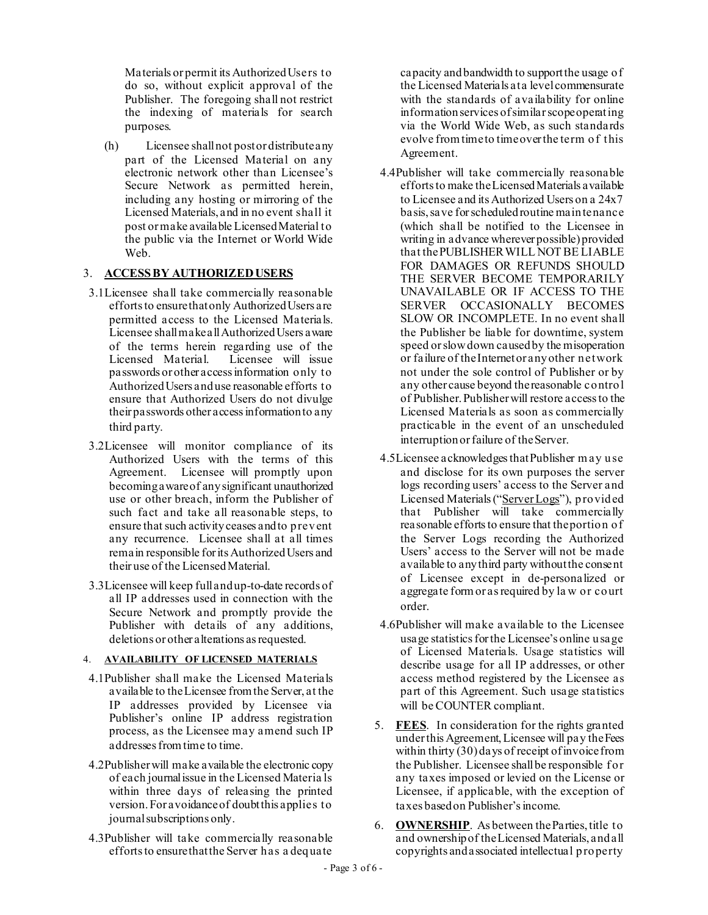Materials or permit its Authorized Users to do so, without explicit approval of the Publisher. The foregoing shall not restrict the indexing of materials for search purposes.

(h) Licensee shall not post or distribute any part of the Licensed Material on any electronic network other than Licensee's Secure Network as permitted herein, including any hosting or mirroring of the Licensed Materials, and in no event shall it post or make available Licensed Material to the public via the Internet or World Wide Web.

3. **ACCESS BY AUTHORIZED USERS**

3.1 Licensee shall take commercially reasonable efforts to ensure that only Authorized Users are permitted access to the Licensed Materials. Licensee shall make all Authorized Users aware of the terms herein regarding use of the Licensed Material. Licensee will issue passwords or other access information only to Authorized Users and use reasonable efforts to ensure that Authorized Users do not divulge their passwords other access information to any third party.

3.2 Licensee will monitor compliance of its Authorized Users with the terms of this Agreement. Licensee will promptly upon becoming aware of any significant unauthorized use or other breach, inform the Publisher of such fact and take all reasonable steps, to ensure that such activity ceases and to prevent any recurrence. Licensee shall at all times remain responsible for its Authorized Users and their use of the Licensed Material.

3.3 Licensee will keep full and up-to-date records of all IP addresses used in connection with the Secure Network and promptly provide the Publisher with details of any additions, deletions or other alterations as requested.

4. **AVAILABILITY OF LICENSED MATERIALS**

4.1 Publisher shall make the Licensed Materials available to the Licensee from the Server, at the IP addresses provided by Licensee via Publisher's online IP address registration process, as the Licensee may amend such IP addresses from time to time.

4.2 Publisher will make available the electronic copy of each journal issue in the Licensed Materials within three days of releasing the printed version. For avoidance of doubt this applies to journal subscriptions only.

4.3 Publisher will take commercially reasonable efforts to ensure that the Server has adequate capacity and bandwidth to support the usage of the Licensed Materials at a level commensurate with the standards of availability for online information services of similar scope operating via the World Wide Web, as such standards evolve from time to time over the term of this Agreement.

4.4 Publisher will take commercially reasonable efforts to make the Licensed Materials available to Licensee and its Authorized Users on a 24x7 basis, save for scheduled routine maintenance (which shall be notified to the Licensee in writing in advance wherever possible) provided that the PUBLISHER WILL NOT BE LIABLE FOR DAMAGES OR REFUNDS SHOULD THE SERVER BECOME TEMPORARILY UNAVAILABLE OR IF ACCESS TO THE SERVER OCCASIONALLY BECOMES SLOW OR INCOMPLETE. In no event shall the Publisher be liable for downtime, system speed or slow down caused by the misoperation or failure of the Internet or any other network not under the sole control of Publisher or by any other cause beyond the reasonable control of Publisher. Publisher will restore access to the Licensed Materials as soon as commercially practicable in the event of an unscheduled interruption or failure of the Server.

4.5 Licensee acknowledges that Publisher may use and disclose for its own purposes the server logs recording users' access to the Server and Licensed Materials ("<u>Server Logs</u>"), provided that Publisher will take commercially reasonable efforts to ensure that the portion of the Server Logs recording the Authorized Users' access to the Server will not be made available to any third party without the consent of Licensee except in de-personalized or aggregate form or as required by law or court order.

4.6 Publisher will make available to the Licensee usage statistics for the Licensee's online usage of Licensed Materials. Usage statistics will describe usage for all IP addresses, or other access method registered by the Licensee as part of this Agreement. Such usage statistics will be COUNTER compliant.

5. **FEES**. In consideration for the rights granted under this Agreement, Licensee will pay the Fees within thirty (30) days of receipt of invoice from the Publisher. Licensee shall be responsible for any taxes imposed or levied on the License or Licensee, if applicable, with the exception of taxes based on Publisher's income.

6. **OWNERSHIP**. As between the Parties, title to and ownership of the Licensed Materials, and all copyrights and associated intellectual property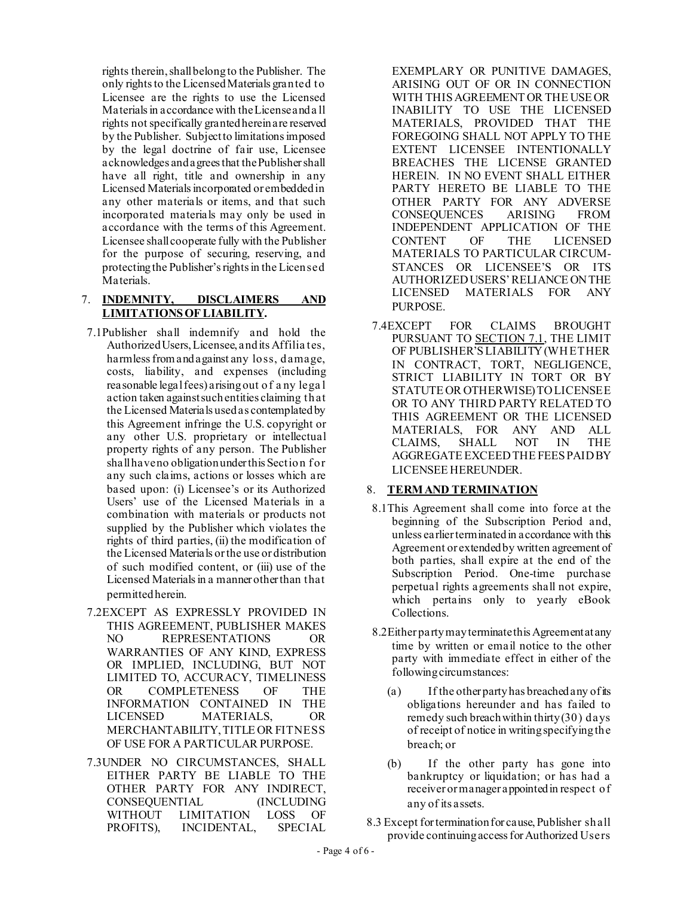rights therein, shall belong to the Publisher. The only rights to the Licensed Materials granted to Licensee are the rights to use the Licensed Materials in accordance with the License and all rights not specifically granted herein are reserved by the Publisher. Subject to limitations imposed by the legal doctrine of fair use, Licensee acknowledges and agrees that the Publisher shall have all right, title and ownership in any Licensed Materials incorporated or embedded in any other materials or items, and that such incorporated materials may only be used in accordance with the terms of this Agreement. Licensee shall cooperate fully with the Publisher for the purpose of securing, reserving, and protecting the Publisher's rights in the Licensed Materials.

7. **INDEMNITY, DISCLAIMERS AND LIMITATIONS OF LIABILITY.**

7.1 Publisher shall indemnify and hold the Authorized Users, Licensee, and its Affiliates, harmless from and against any loss, damage, costs, liability, and expenses (including reasonable legal fees) arising out of any legal action taken against such entities claiming that the Licensed Materials used as contemplated by this Agreement infringe the U.S. copyright or any other U.S. proprietary or intellectual property rights of any person. The Publisher shall have no obligation under this Section for any such claims, actions or losses which are based upon: (i) Licensee's or its Authorized Users' use of the Licensed Materials in a combination with materials or products not supplied by the Publisher which violates the rights of third parties, (ii) the modification of the Licensed Materials or the use or distribution of such modified content, or (iii) use of the Licensed Materials in a manner other than that permitted herein.

7.2 EXCEPT AS EXPRESSLY PROVIDED IN THIS AGREEMENT, PUBLISHER MAKES NO REPRESENTATIONS OR WARRANTIES OF ANY KIND, EXPRESS OR IMPLIED, INCLUDING, BUT NOT LIMITED TO, ACCURACY, TIMELINESS OR COMPLETENESS OF THE INFORMATION CONTAINED IN THE LICENSED MATERIALS, OR MERCHANTABILITY, TITLE OR FITNESS OF USE FOR A PARTICULAR PURPOSE.

7.3 UNDER NO CIRCUMSTANCES, SHALL EITHER PARTY BE LIABLE TO THE OTHER PARTY FOR ANY INDIRECT, CONSEQUENTIAL (INCLUDING WITHOUT LIMITATION LOSS OF PROFITS), INCIDENTAL, SPECIAL EXEMPLARY OR PUNITIVE DAMAGES, ARISING OUT OF OR IN CONNECTION WITH THIS AGREEMENT OR THE USE OR INABILITY TO USE THE LICENSED MATERIALS, PROVIDED THAT THE FOREGOING SHALL NOT APPLY TO THE EXTENT LICENSEE INTENTIONALLY BREACHES THE LICENSE GRANTED HEREIN. IN NO EVENT SHALL EITHER PARTY HERETO BE LIABLE TO THE OTHER PARTY FOR ANY ADVERSE CONSEQUENCES ARISING FROM INDEPENDENT APPLICATION OF THE CONTENT OF THE LICENSED MATERIALS TO PARTICULAR CIRCUMSTANCES OR LICENSEE'S OR ITS AUTHORIZED USERS' RELIANCE ON THE LICENSED MATERIALS FOR ANY PURPOSE.

7.4 EXCEPT FOR CLAIMS BROUGHT PURSUANT TO SECTION 7.1, THE LIMIT OF PUBLISHER'S LIABILITY (WHETHER IN CONTRACT, TORT, NEGLIGENCE, STRICT LIABILITY IN TORT OR BY STATUTE OR OTHERWISE) TO LICENSEE OR TO ANY THIRD PARTY RELATED TO THIS AGREEMENT OR THE LICENSED MATERIALS, FOR ANY AND ALL CLAIMS, SHALL NOT IN THE AGGREGATE EXCEED THE FEES PAID BY LICENSEE HEREUNDER.

8. **TERM AND TERMINATION**

8.1 This Agreement shall come into force at the beginning of the Subscription Period and, unless earlier terminated in accordance with this Agreement or extended by written agreement of both parties, shall expire at the end of the Subscription Period. One-time purchase perpetual rights agreements shall not expire, which pertains only to yearly eBook Collections.

8.2 Either party may terminate this Agreement at any time by written or email notice to the other party with immediate effect in either of the following circumstances:

(a) If the other party has breached any of its obligations hereunder and has failed to remedy such breach within thirty (30) days of receipt of notice in writing specifying the breach; or

(b) If the other party has gone into bankruptcy or liquidation; or has had a receiver or manager appointed in respect of any of its assets.

8.3 Except for termination for cause, Publisher shall provide continuing access for Authorized Users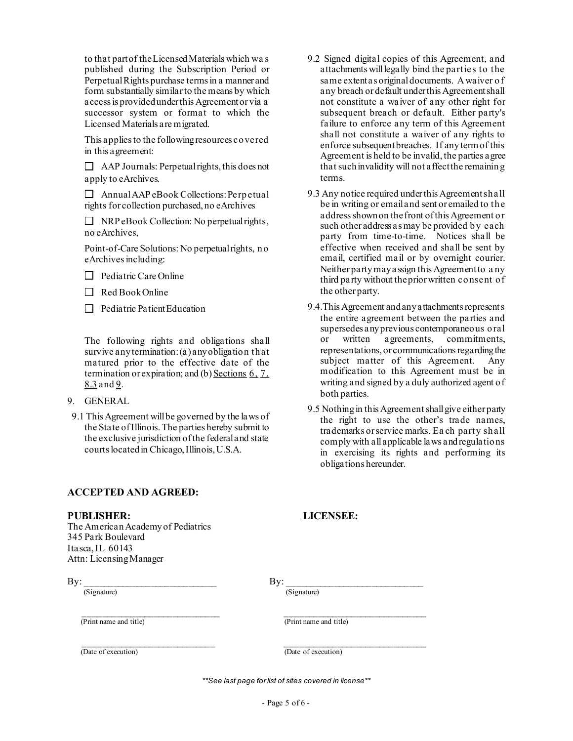to that part of the Licensed Materials which was published during the Subscription Period or Perpetual Rights purchase terms in a manner and form substantially similar to the means by which access is provided under this Agreement or via a successor system or format to which the Licensed Materials are migrated.

This applies to the following resources covered in this agreement:

☐ AAP Journals: Perpetual rights, this does not apply to eArchives.

☐ Annual AAP eBook Collections: Perpetual rights for collection purchased, no eArchives

☐ NRP eBook Collection: No perpetual rights, no eArchives,

Point-of-Care Solutions: No perpetual rights, no eArchives including:

☐ Pediatric Care Online

☐ Red Book Online

☐ Pediatric Patient Education

The following rights and obligations shall survive any termination: (a) any obligation that matured prior to the effective date of the termination or expiration; and (b) Sections 6, 7, 8.3 and 9.

9. GENERAL

9.1 This Agreement will be governed by the laws of the State of Illinois. The parties hereby submit to the exclusive jurisdiction of the federal and state courts located in Chicago, Illinois, U.S.A.

9.2 Signed digital copies of this Agreement, and attachments will legally bind the parties to the same extent as original documents. A waiver of any breach or default under this Agreement shall not constitute a waiver of any other right for subsequent breach or default. Either party's failure to enforce any term of this Agreement shall not constitute a waiver of any rights to enforce subsequent breaches. If any term of this Agreement is held to be invalid, the parties agree that such invalidity will not affect the remaining terms.

9.3 Any notice required under this Agreement shall be in writing or email and sent or emailed to the address shown on the front of this Agreement or such other address as may be provided by each party from time-to-time. Notices shall be effective when received and shall be sent by email, certified mail or by overnight courier. Neither party may assign this Agreement to any third party without the prior written consent of the other party.

9.4. This Agreement and any attachments represents the entire agreement between the parties and supersedes any previous contemporaneous oral or written agreements, commitments, representations, or communications regarding the subject matter of this Agreement. Any modification to this Agreement must be in writing and signed by a duly authorized agent of both parties.

9.5 Nothing in this Agreement shall give either party the right to use the other's trade names, trademarks or service marks. Each party shall comply with all applicable laws and regulations in exercising its rights and performing its obligations hereunder.

**ACCEPTED AND AGREED:**

**PUBLISHER:**
The American Academy of Pediatrics
345 Park Boulevard
Itasca, IL 60143
Attn: Licensing Manager

By: ___________________________
(Signature)

_______________________________
(Print name and title)

_______________________________
(Date of execution)

**LICENSEE:**

By: ___________________________
(Signature)

_______________________________
(Print name and title)

_______________________________
(Date of execution)

*\*\*See last page for list of sites covered in license\*\**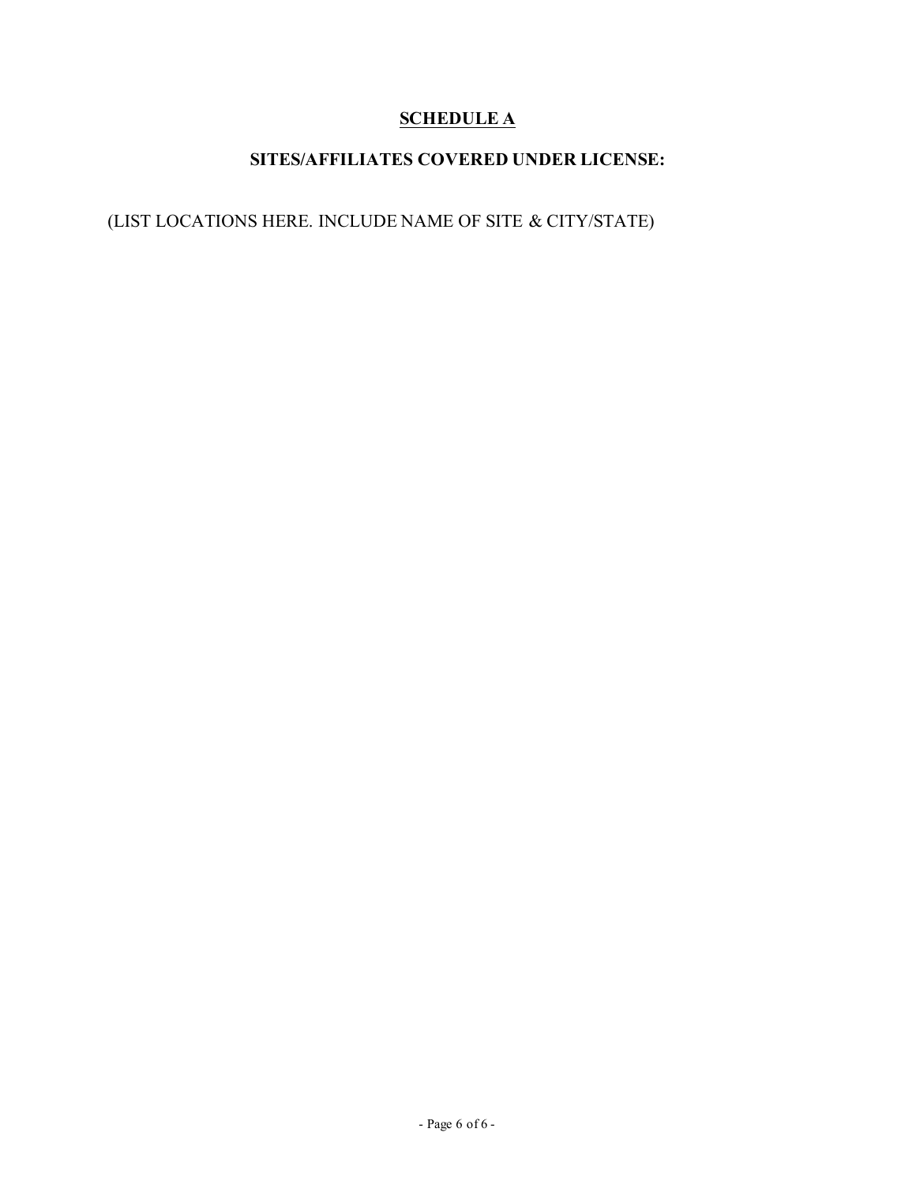# SCHEDULE A

## SITES/AFFILIATES COVERED UNDER LICENSE:

(LIST LOCATIONS HERE. INCLUDE NAME OF SITE & CITY/STATE)